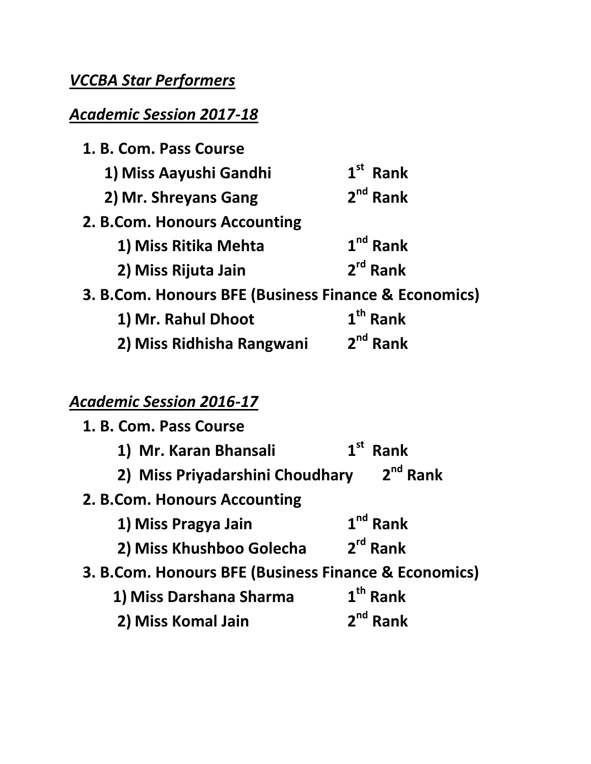## *VCCBA Star Performers*

### *Academic Session 2017-18*

**1. B. Com. Pass Course**

**1) Miss Aayushi Gandhi** **1st Rank**

**2) Mr. Shreyans Gang** **2nd Rank**

**2. B.Com. Honours Accounting**

**1) Miss Ritika Mehta** **1nd Rank**

**2) Miss Rijuta Jain** **2rd Rank**

**3. B.Com. Honours BFE (Business Finance & Economics)**

**1) Mr. Rahul Dhoot** **1th Rank**

**2) Miss Ridhisha Rangwani** **2nd Rank**

### *Academic Session 2016-17*

**1. B. Com. Pass Course**

**1) Mr. Karan Bhansali** **1st Rank**

**2) Miss Priyadarshini Choudhary** **2nd Rank**

**2. B.Com. Honours Accounting**

**1) Miss Pragya Jain** **1nd Rank**

**2) Miss Khushboo Golecha** **2rd Rank**

**3. B.Com. Honours BFE (Business Finance & Economics)**

**1) Miss Darshana Sharma** **1th Rank**

**2) Miss Komal Jain** **2nd Rank**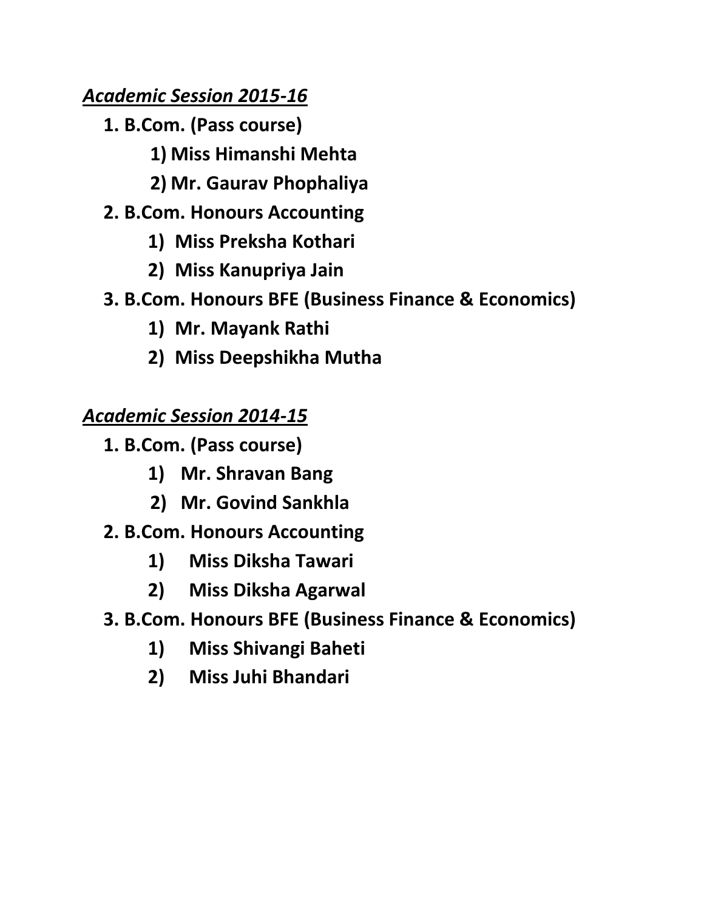***Academic Session 2015-16***

1. **B.Com. (Pass course)**
   1) **Miss Himanshi Mehta**
   2) **Mr. Gaurav Phophaliya**
2. **B.Com. Honours Accounting**
   1) **Miss Preksha Kothari**
   2) **Miss Kanupriya Jain**
3. **B.Com. Honours BFE (Business Finance & Economics)**
   1) **Mr. Mayank Rathi**
   2) **Miss Deepshikha Mutha**

***Academic Session 2014-15***

1. **B.Com. (Pass course)**
   1) **Mr. Shravan Bang**
   2) **Mr. Govind Sankhla**
2. **B.Com. Honours Accounting**
   1) **Miss Diksha Tawari**
   2) **Miss Diksha Agarwal**
3. **B.Com. Honours BFE (Business Finance & Economics)**
   1) **Miss Shivangi Baheti**
   2) **Miss Juhi Bhandari**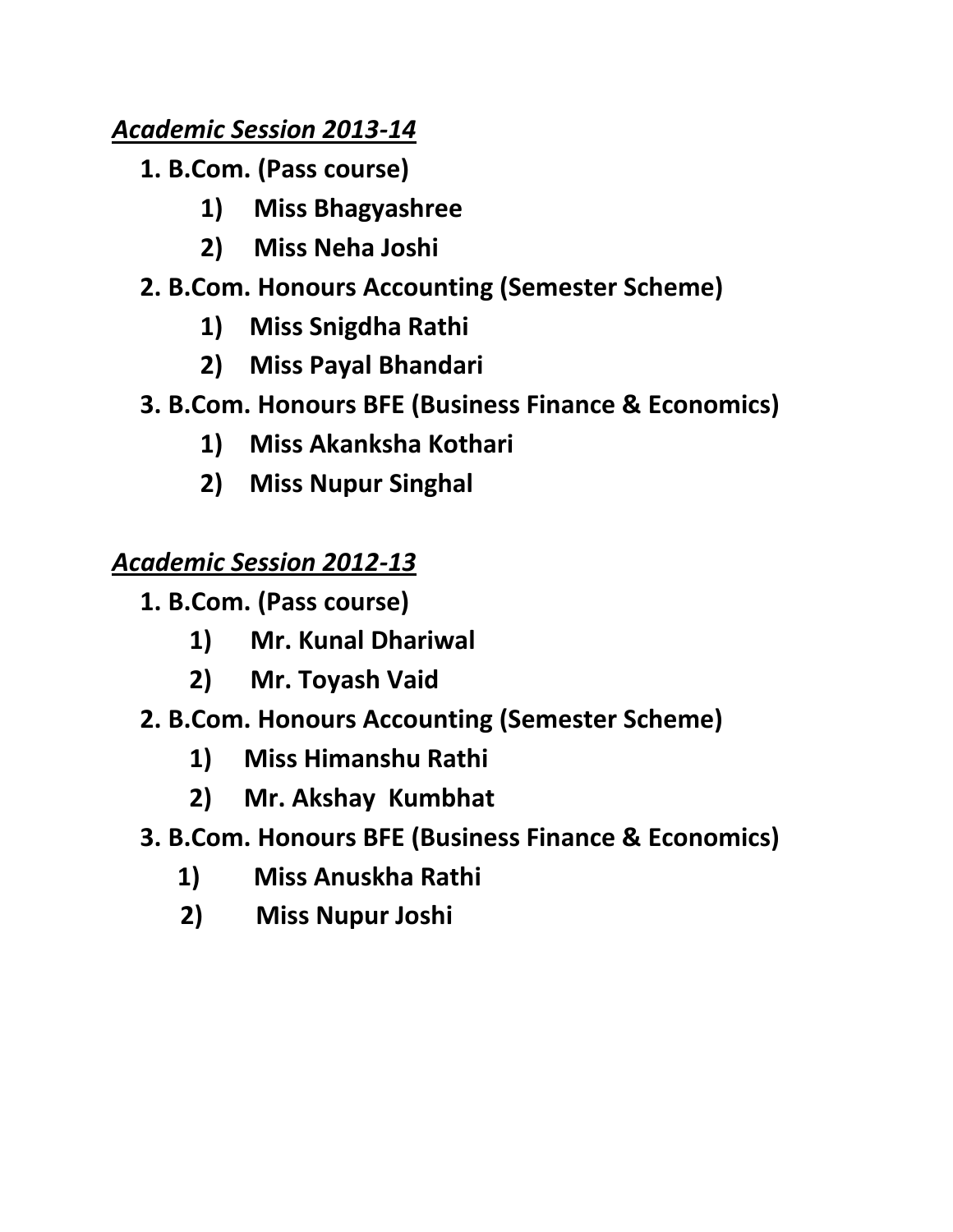*__Academic Session 2013-14__*

**1. B.Com. (Pass course)**

1) **Miss Bhagyashree**
2) **Miss Neha Joshi**

**2. B.Com. Honours Accounting (Semester Scheme)**

1) **Miss Snigdha Rathi**
2) **Miss Payal Bhandari**

**3. B.Com. Honours BFE (Business Finance & Economics)**

1) **Miss Akanksha Kothari**
2) **Miss Nupur Singhal**

*__Academic Session 2012-13__*

**1. B.Com. (Pass course)**

1) **Mr. Kunal Dhariwal**
2) **Mr. Toyash Vaid**

**2. B.Com. Honours Accounting (Semester Scheme)**

1) **Miss Himanshu Rathi**
2) **Mr. Akshay Kumbhat**

**3. B.Com. Honours BFE (Business Finance & Economics)**

1) **Miss Anuskha Rathi**
2) **Miss Nupur Joshi**